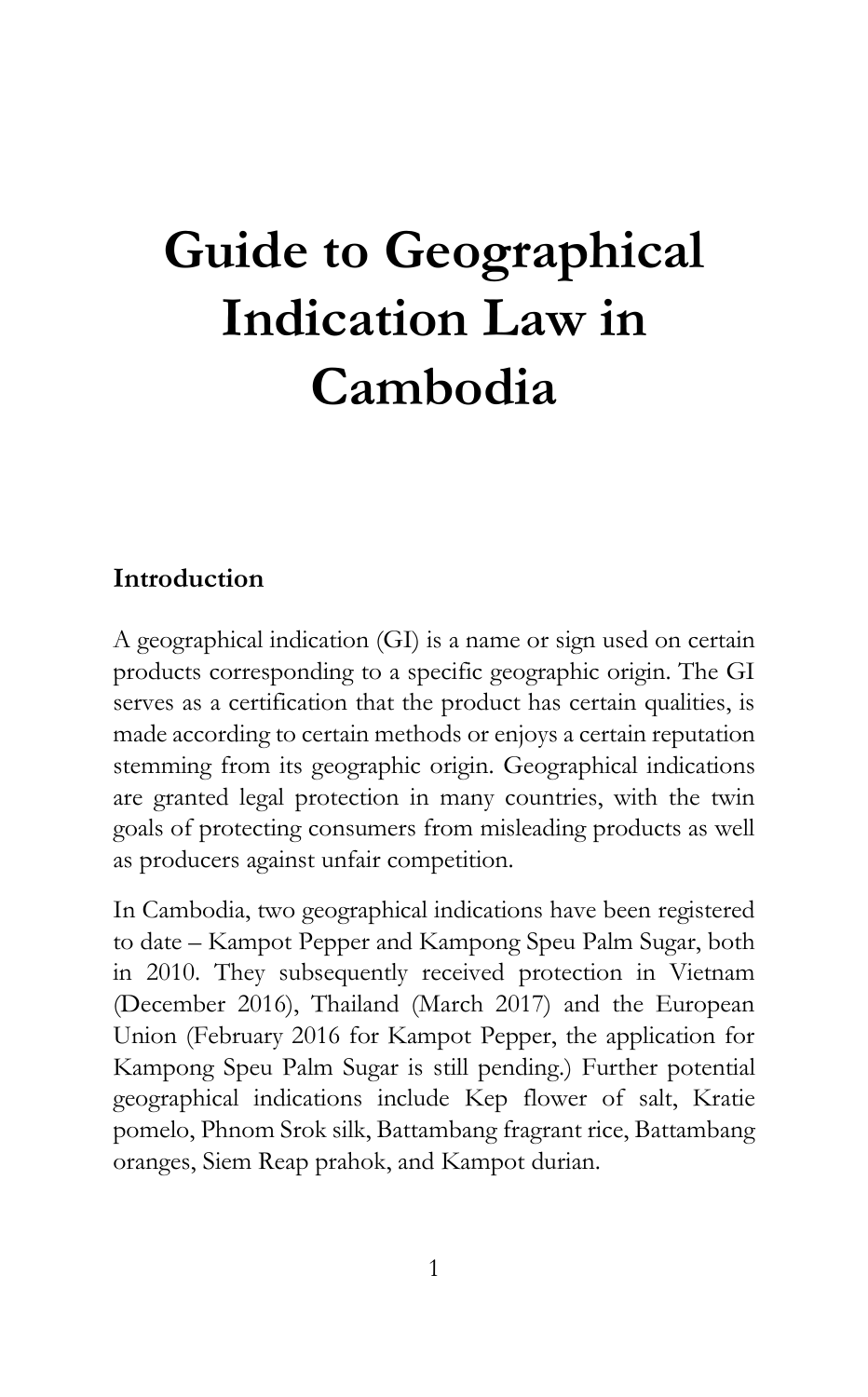# Guide to Geographical Indication Law in Cambodia

## Introduction

A geographical indication (GI) is a name or sign used on certain products corresponding to a specific geographic origin. The GI serves as a certification that the product has certain qualities, is made according to certain methods or enjoys a certain reputation stemming from its geographic origin. Geographical indications are granted legal protection in many countries, with the twin goals of protecting consumers from misleading products as well as producers against unfair competition.

In Cambodia, two geographical indications have been registered to date – Kampot Pepper and Kampong Speu Palm Sugar, both in 2010. They subsequently received protection in Vietnam (December 2016), Thailand (March 2017) and the European Union (February 2016 for Kampot Pepper, the application for Kampong Speu Palm Sugar is still pending.) Further potential geographical indications include Kep flower of salt, Kratie pomelo, Phnom Srok silk, Battambang fragrant rice, Battambang oranges, Siem Reap prahok, and Kampot durian.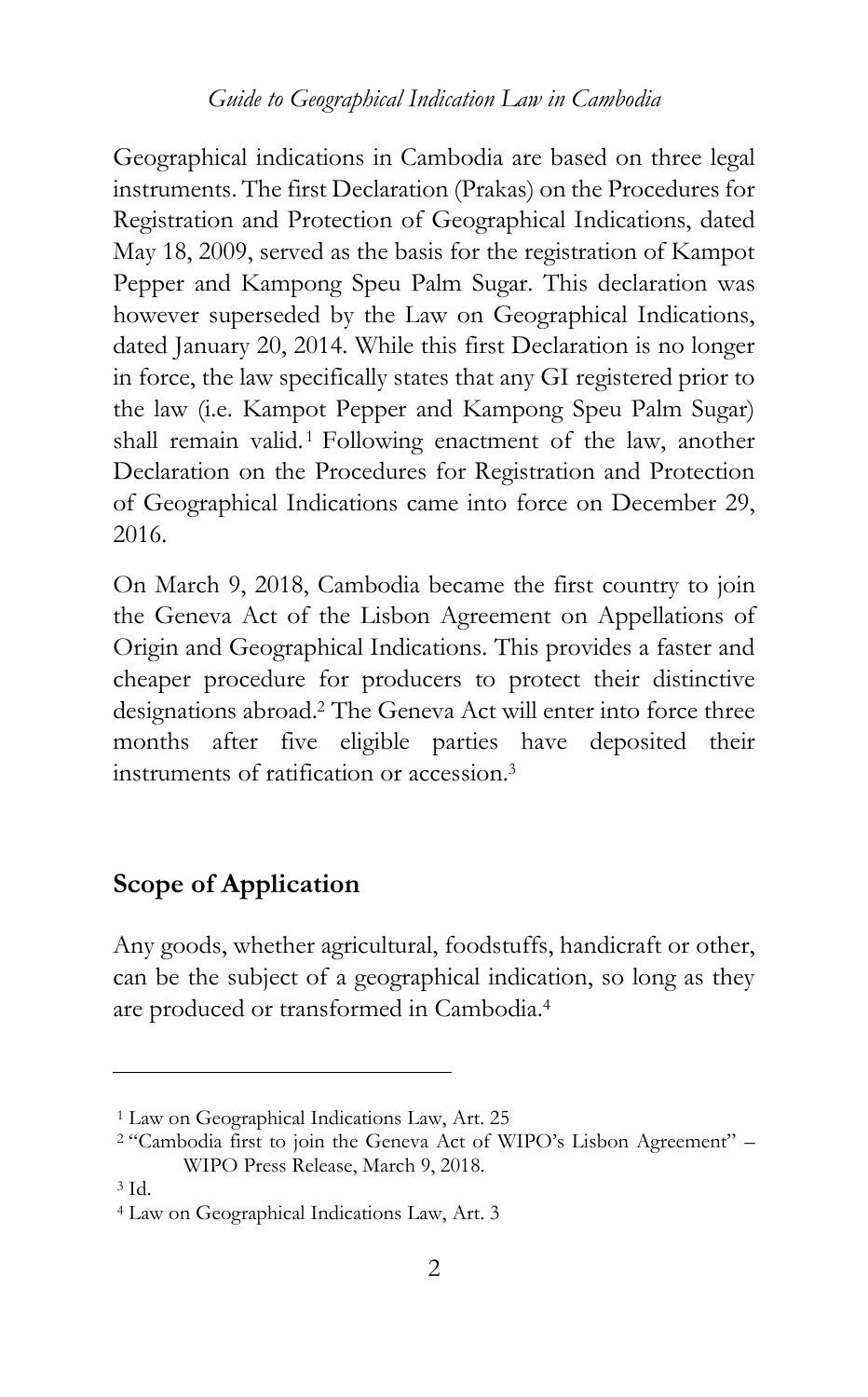Geographical indications in Cambodia are based on three legal instruments. The first Declaration (Prakas) on the Procedures for Registration and Protection of Geographical Indications, dated May 18, 2009, served as the basis for the registration of Kampot Pepper and Kampong Speu Palm Sugar. This declaration was however superseded by the Law on Geographical Indications, dated January 20, 2014. While this first Declaration is no longer in force, the law specifically states that any GI registered prior to the law (i.e. Kampot Pepper and Kampong Speu Palm Sugar) shall remain valid.[1] Following enactment of the law, another Declaration on the Procedures for Registration and Protection of Geographical Indications came into force on December 29, 2016.

On March 9, 2018, Cambodia became the first country to join the Geneva Act of the Lisbon Agreement on Appellations of Origin and Geographical Indications. This provides a faster and cheaper procedure for producers to protect their distinctive designations abroad.[2] The Geneva Act will enter into force three months after five eligible parties have deposited their instruments of ratification or accession.[3]

## Scope of Application

Any goods, whether agricultural, foodstuffs, handicraft or other, can be the subject of a geographical indication, so long as they are produced or transformed in Cambodia.[4]

---

[1] Law on Geographical Indications Law, Art. 25

[2] "Cambodia first to join the Geneva Act of WIPO's Lisbon Agreement" – WIPO Press Release, March 9, 2018.

[3] Id.

[4] Law on Geographical Indications Law, Art. 3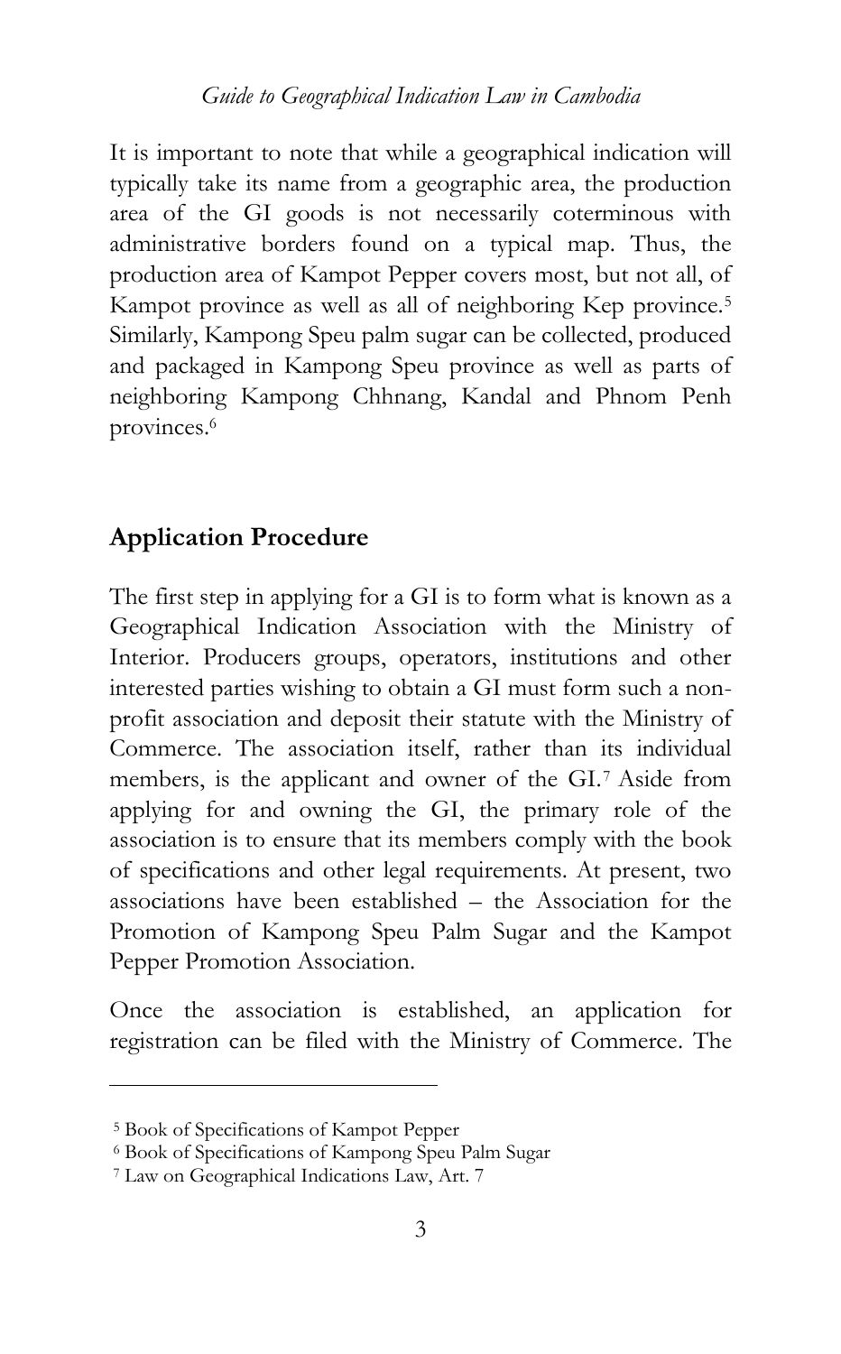It is important to note that while a geographical indication will typically take its name from a geographic area, the production area of the GI goods is not necessarily coterminous with administrative borders found on a typical map. Thus, the production area of Kampot Pepper covers most, but not all, of Kampot province as well as all of neighboring Kep province.[5] Similarly, Kampong Speu palm sugar can be collected, produced and packaged in Kampong Speu province as well as parts of neighboring Kampong Chhnang, Kandal and Phnom Penh provinces.[6]

## Application Procedure

The first step in applying for a GI is to form what is known as a Geographical Indication Association with the Ministry of Interior. Producers groups, operators, institutions and other interested parties wishing to obtain a GI must form such a non-profit association and deposit their statute with the Ministry of Commerce. The association itself, rather than its individual members, is the applicant and owner of the GI.[7] Aside from applying for and owning the GI, the primary role of the association is to ensure that its members comply with the book of specifications and other legal requirements. At present, two associations have been established – the Association for the Promotion of Kampong Speu Palm Sugar and the Kampot Pepper Promotion Association.

Once the association is established, an application for registration can be filed with the Ministry of Commerce. The

---

[5] Book of Specifications of Kampot Pepper

[6] Book of Specifications of Kampong Speu Palm Sugar

[7] Law on Geographical Indications Law, Art. 7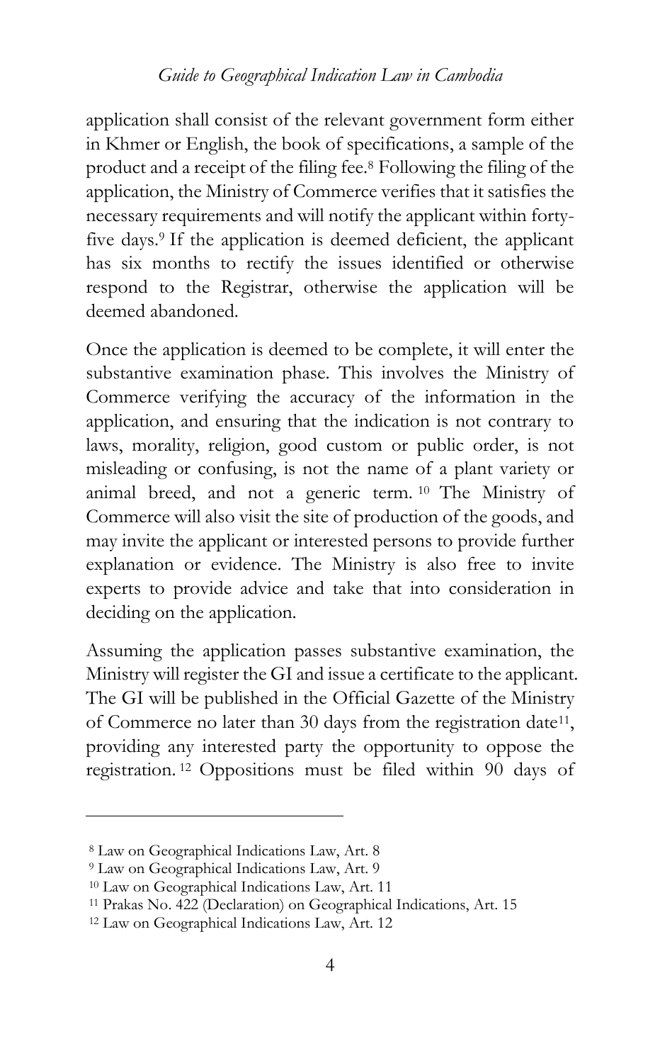application shall consist of the relevant government form either in Khmer or English, the book of specifications, a sample of the product and a receipt of the filing fee.[8] Following the filing of the application, the Ministry of Commerce verifies that it satisfies the necessary requirements and will notify the applicant within forty-five days.[9] If the application is deemed deficient, the applicant has six months to rectify the issues identified or otherwise respond to the Registrar, otherwise the application will be deemed abandoned.

Once the application is deemed to be complete, it will enter the substantive examination phase. This involves the Ministry of Commerce verifying the accuracy of the information in the application, and ensuring that the indication is not contrary to laws, morality, religion, good custom or public order, is not misleading or confusing, is not the name of a plant variety or animal breed, and not a generic term.[10] The Ministry of Commerce will also visit the site of production of the goods, and may invite the applicant or interested persons to provide further explanation or evidence. The Ministry is also free to invite experts to provide advice and take that into consideration in deciding on the application.

Assuming the application passes substantive examination, the Ministry will register the GI and issue a certificate to the applicant. The GI will be published in the Official Gazette of the Ministry of Commerce no later than 30 days from the registration date[11], providing any interested party the opportunity to oppose the registration.[12] Oppositions must be filed within 90 days of

---

[8] Law on Geographical Indications Law, Art. 8

[9] Law on Geographical Indications Law, Art. 9

[10] Law on Geographical Indications Law, Art. 11

[11] Prakas No. 422 (Declaration) on Geographical Indications, Art. 15

[12] Law on Geographical Indications Law, Art. 12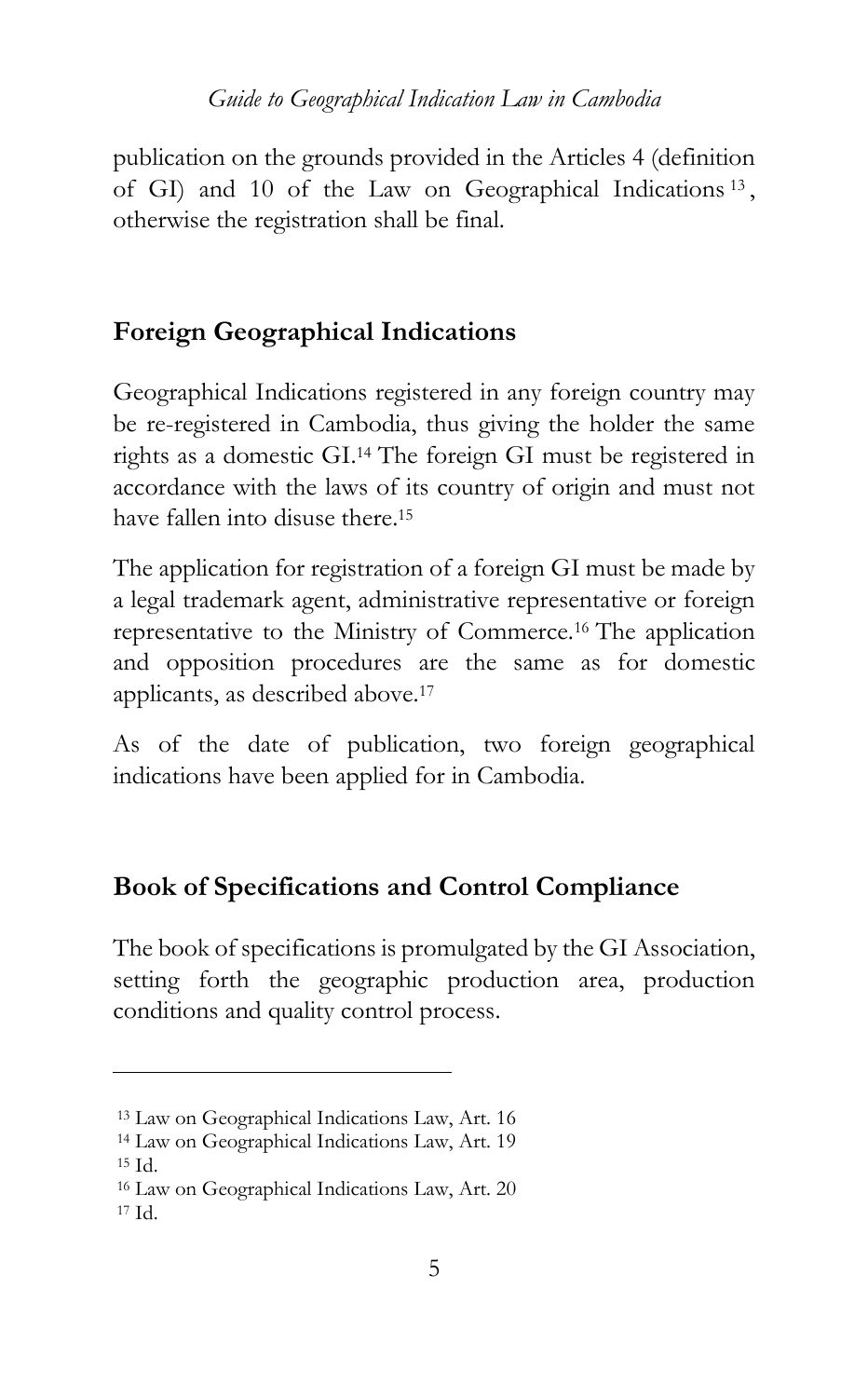publication on the grounds provided in the Articles 4 (definition of GI) and 10 of the Law on Geographical Indications[13], otherwise the registration shall be final.

## Foreign Geographical Indications

Geographical Indications registered in any foreign country may be re-registered in Cambodia, thus giving the holder the same rights as a domestic GI.[14] The foreign GI must be registered in accordance with the laws of its country of origin and must not have fallen into disuse there.[15]

The application for registration of a foreign GI must be made by a legal trademark agent, administrative representative or foreign representative to the Ministry of Commerce.[16] The application and opposition procedures are the same as for domestic applicants, as described above.[17]

As of the date of publication, two foreign geographical indications have been applied for in Cambodia.

## Book of Specifications and Control Compliance

The book of specifications is promulgated by the GI Association, setting forth the geographic production area, production conditions and quality control process.

---

[13] Law on Geographical Indications Law, Art. 16

[14] Law on Geographical Indications Law, Art. 19

[15] Id.

[16] Law on Geographical Indications Law, Art. 20

[17] Id.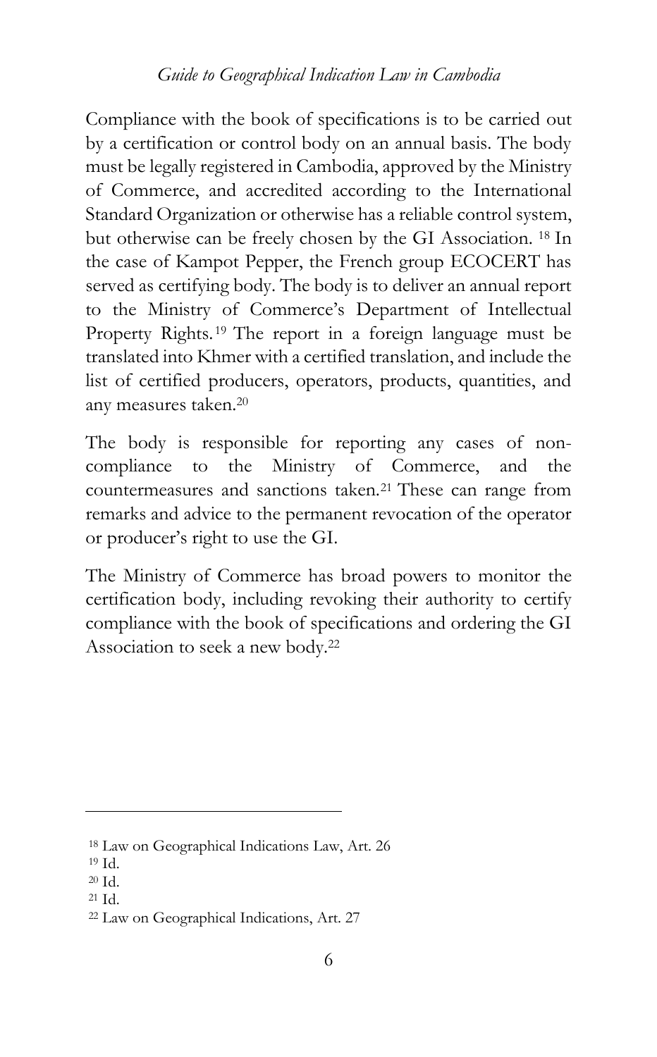Compliance with the book of specifications is to be carried out by a certification or control body on an annual basis. The body must be legally registered in Cambodia, approved by the Ministry of Commerce, and accredited according to the International Standard Organization or otherwise has a reliable control system, but otherwise can be freely chosen by the GI Association. [18] In the case of Kampot Pepper, the French group ECOCERT has served as certifying body. The body is to deliver an annual report to the Ministry of Commerce's Department of Intellectual Property Rights. [19] The report in a foreign language must be translated into Khmer with a certified translation, and include the list of certified producers, operators, products, quantities, and any measures taken.[20]

The body is responsible for reporting any cases of non-compliance to the Ministry of Commerce, and the countermeasures and sanctions taken.[21] These can range from remarks and advice to the permanent revocation of the operator or producer's right to use the GI.

The Ministry of Commerce has broad powers to monitor the certification body, including revoking their authority to certify compliance with the book of specifications and ordering the GI Association to seek a new body.[22]

---

[18] Law on Geographical Indications Law, Art. 26

[19] Id.

[20] Id.

[21] Id.

[22] Law on Geographical Indications, Art. 27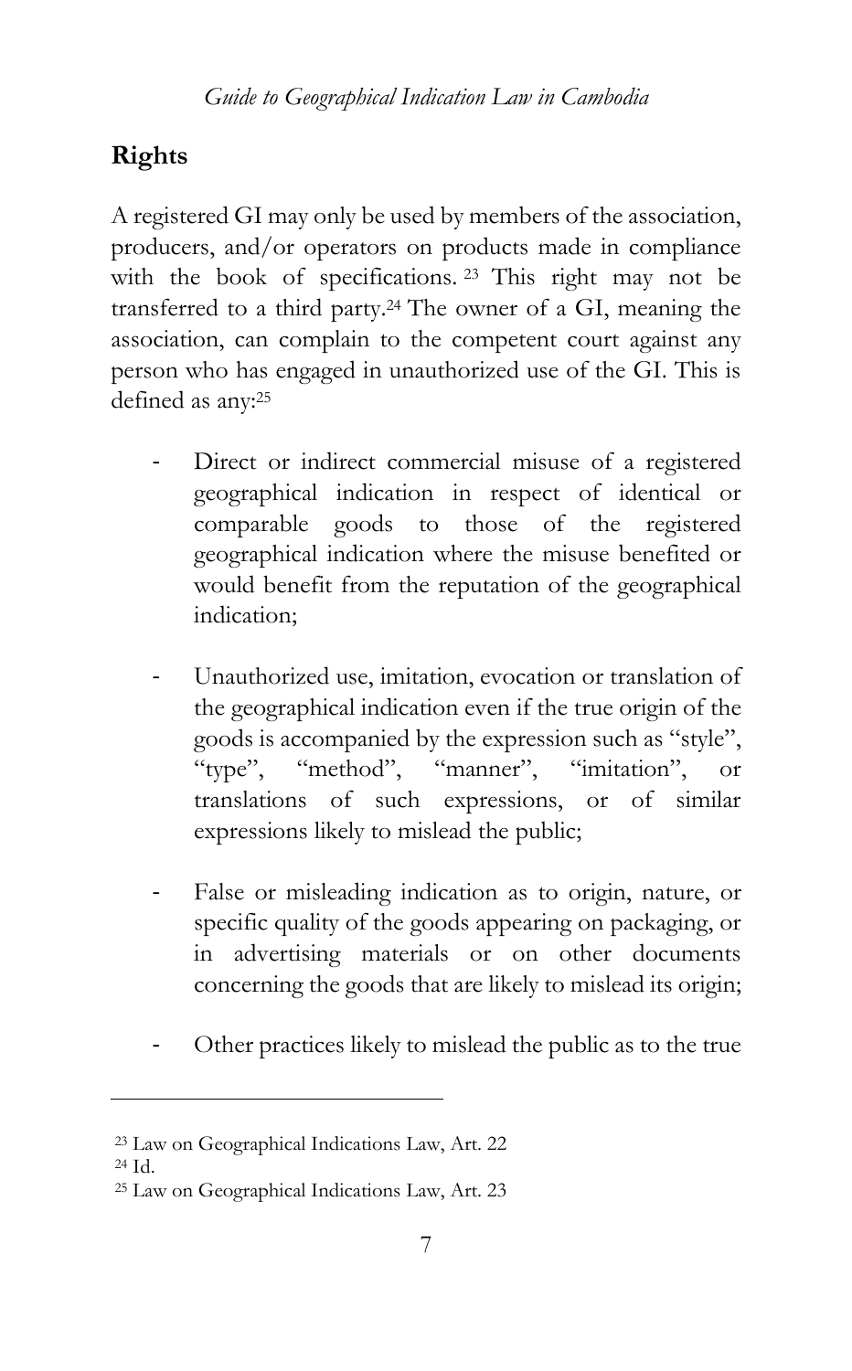## Rights

A registered GI may only be used by members of the association, producers, and/or operators on products made in compliance with the book of specifications.[23] This right may not be transferred to a third party.[24] The owner of a GI, meaning the association, can complain to the competent court against any person who has engaged in unauthorized use of the GI. This is defined as any:[25]

- Direct or indirect commercial misuse of a registered geographical indication in respect of identical or comparable goods to those of the registered geographical indication where the misuse benefited or would benefit from the reputation of the geographical indication;

- Unauthorized use, imitation, evocation or translation of the geographical indication even if the true origin of the goods is accompanied by the expression such as "style", "type", "method", "manner", "imitation", or translations of such expressions, or of similar expressions likely to mislead the public;

- False or misleading indication as to origin, nature, or specific quality of the goods appearing on packaging, or in advertising materials or on other documents concerning the goods that are likely to mislead its origin;

- Other practices likely to mislead the public as to the true

---

[23] Law on Geographical Indications Law, Art. 22

[24] Id.

[25] Law on Geographical Indications Law, Art. 23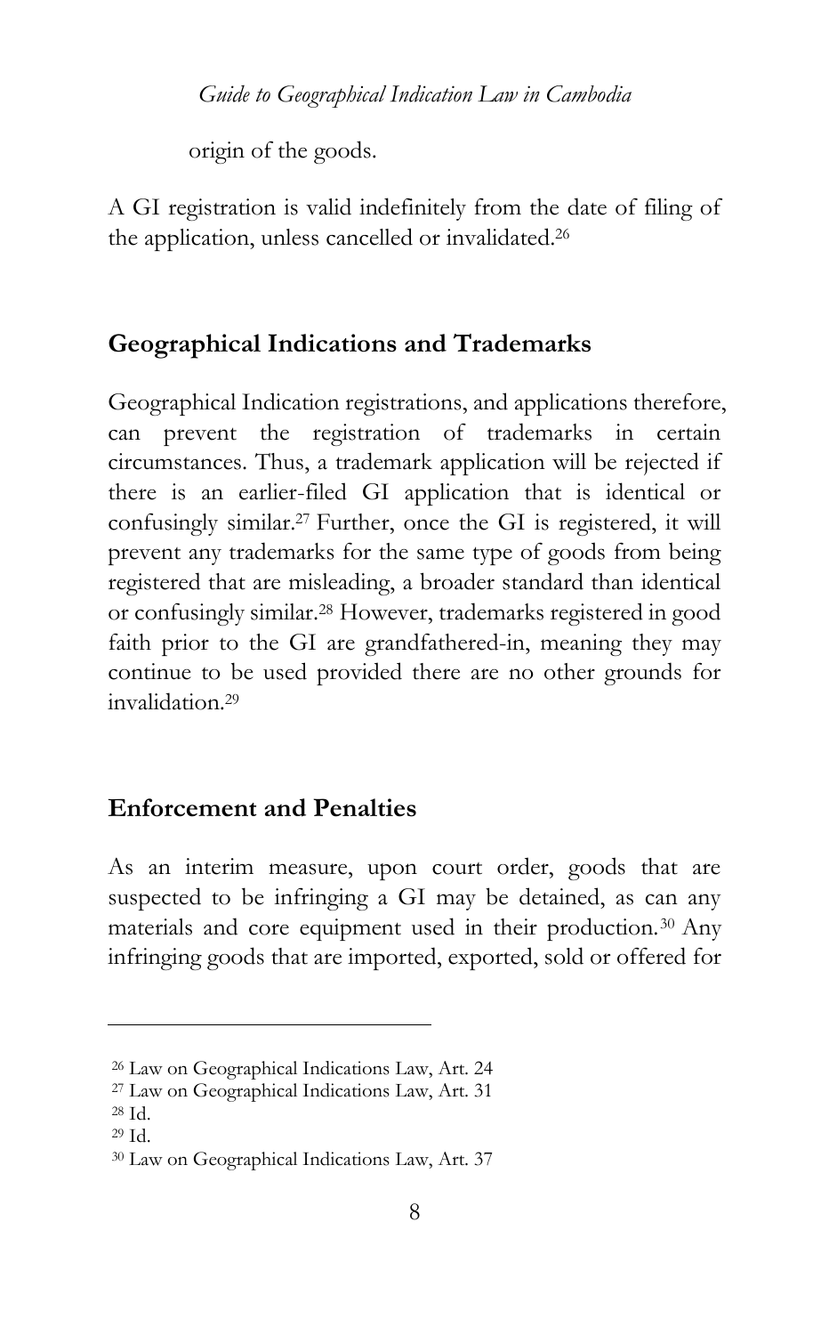origin of the goods.

A GI registration is valid indefinitely from the date of filing of the application, unless cancelled or invalidated.[26]

## Geographical Indications and Trademarks

Geographical Indication registrations, and applications therefore, can prevent the registration of trademarks in certain circumstances. Thus, a trademark application will be rejected if there is an earlier-filed GI application that is identical or confusingly similar.[27] Further, once the GI is registered, it will prevent any trademarks for the same type of goods from being registered that are misleading, a broader standard than identical or confusingly similar.[28] However, trademarks registered in good faith prior to the GI are grandfathered-in, meaning they may continue to be used provided there are no other grounds for invalidation.[29]

## Enforcement and Penalties

As an interim measure, upon court order, goods that are suspected to be infringing a GI may be detained, as can any materials and core equipment used in their production.[30] Any infringing goods that are imported, exported, sold or offered for

---

[26] Law on Geographical Indications Law, Art. 24
[27] Law on Geographical Indications Law, Art. 31
[28] Id.
[29] Id.
[30] Law on Geographical Indications Law, Art. 37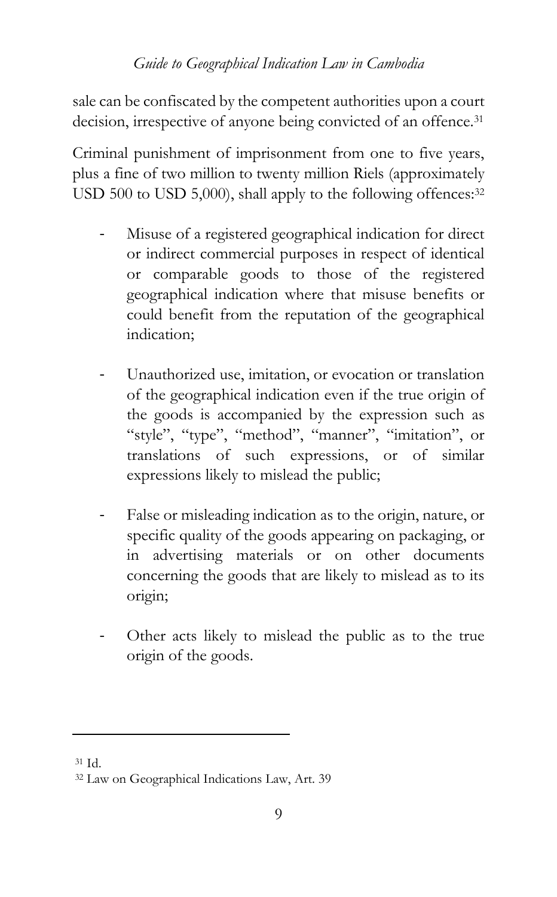sale can be confiscated by the competent authorities upon a court decision, irrespective of anyone being convicted of an offence.[31]

Criminal punishment of imprisonment from one to five years, plus a fine of two million to twenty million Riels (approximately USD 500 to USD 5,000), shall apply to the following offences:[32]

- Misuse of a registered geographical indication for direct or indirect commercial purposes in respect of identical or comparable goods to those of the registered geographical indication where that misuse benefits or could benefit from the reputation of the geographical indication;
- Unauthorized use, imitation, or evocation or translation of the geographical indication even if the true origin of the goods is accompanied by the expression such as "style", "type", "method", "manner", "imitation", or translations of such expressions, or of similar expressions likely to mislead the public;
- False or misleading indication as to the origin, nature, or specific quality of the goods appearing on packaging, or in advertising materials or on other documents concerning the goods that are likely to mislead as to its origin;
- Other acts likely to mislead the public as to the true origin of the goods.

---

[31] Id.

[32] Law on Geographical Indications Law, Art. 39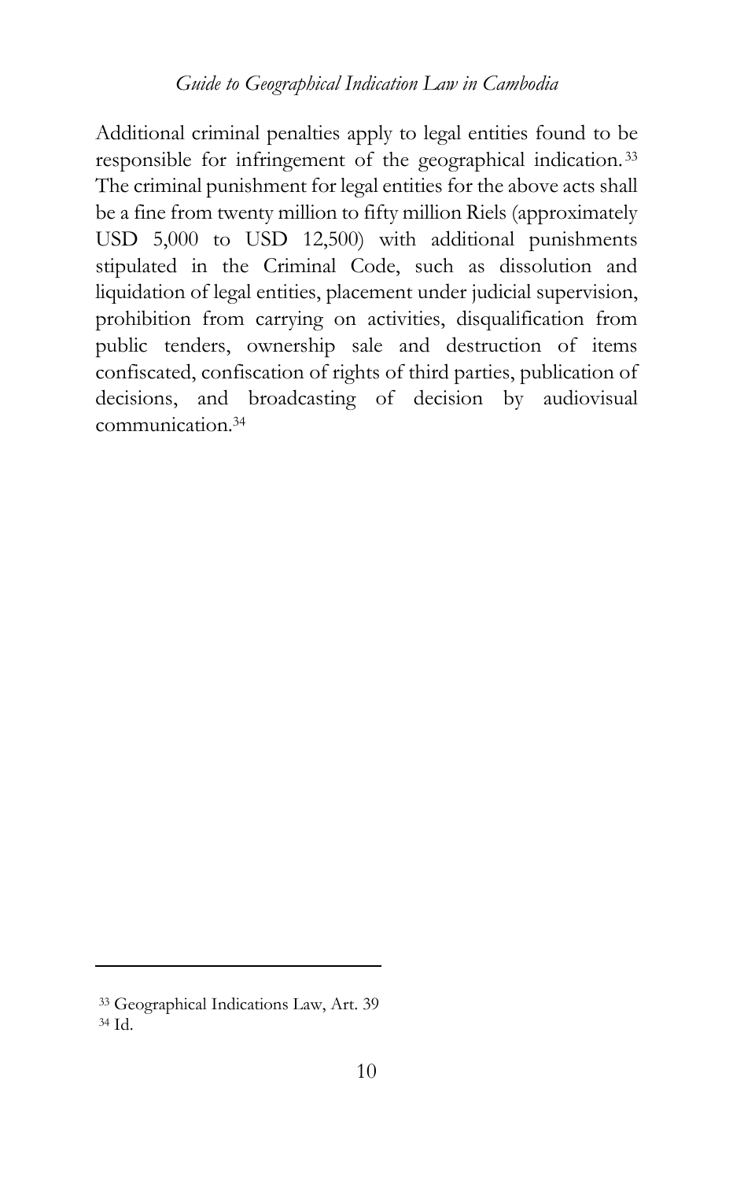Additional criminal penalties apply to legal entities found to be responsible for infringement of the geographical indication.[33] The criminal punishment for legal entities for the above acts shall be a fine from twenty million to fifty million Riels (approximately USD 5,000 to USD 12,500) with additional punishments stipulated in the Criminal Code, such as dissolution and liquidation of legal entities, placement under judicial supervision, prohibition from carrying on activities, disqualification from public tenders, ownership sale and destruction of items confiscated, confiscation of rights of third parties, publication of decisions, and broadcasting of decision by audiovisual communication.[34]

---

[33] Geographical Indications Law, Art. 39

[34] Id.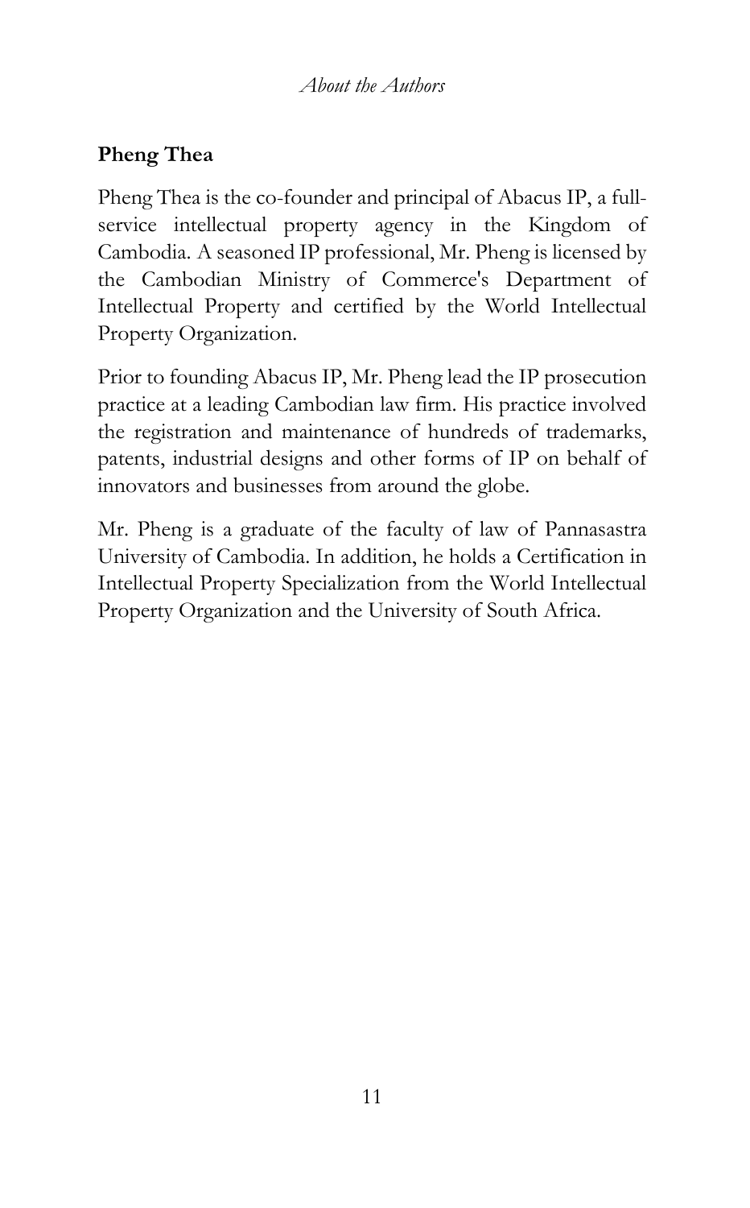## Pheng Thea

Pheng Thea is the co-founder and principal of Abacus IP, a full-service intellectual property agency in the Kingdom of Cambodia. A seasoned IP professional, Mr. Pheng is licensed by the Cambodian Ministry of Commerce's Department of Intellectual Property and certified by the World Intellectual Property Organization.

Prior to founding Abacus IP, Mr. Pheng lead the IP prosecution practice at a leading Cambodian law firm. His practice involved the registration and maintenance of hundreds of trademarks, patents, industrial designs and other forms of IP on behalf of innovators and businesses from around the globe.

Mr. Pheng is a graduate of the faculty of law of Pannasastra University of Cambodia. In addition, he holds a Certification in Intellectual Property Specialization from the World Intellectual Property Organization and the University of South Africa.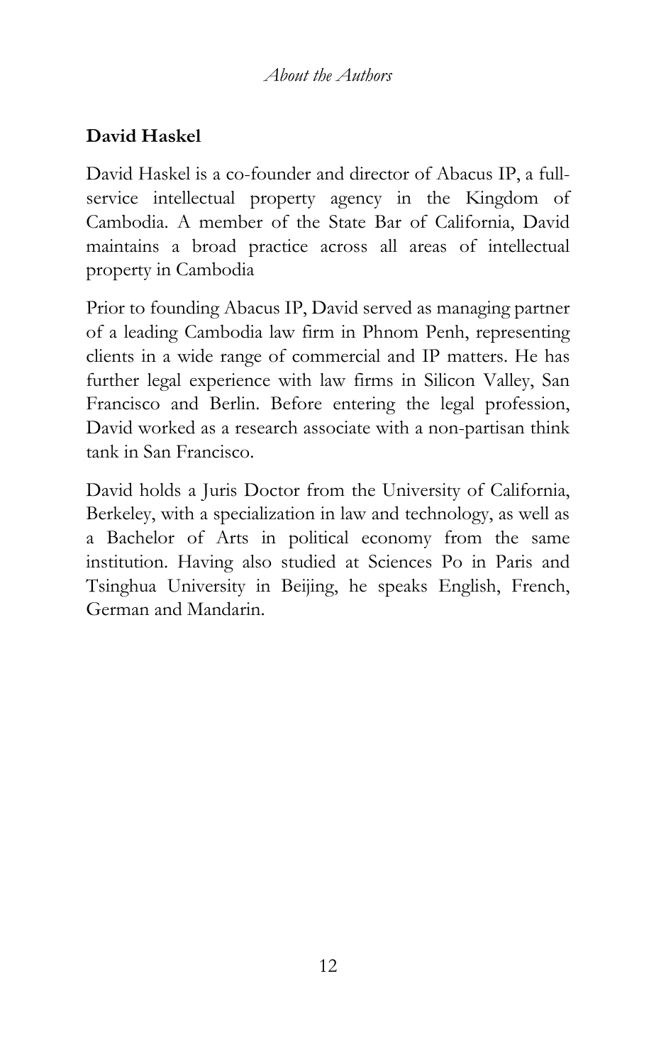## David Haskel

David Haskel is a co-founder and director of Abacus IP, a full-service intellectual property agency in the Kingdom of Cambodia. A member of the State Bar of California, David maintains a broad practice across all areas of intellectual property in Cambodia

Prior to founding Abacus IP, David served as managing partner of a leading Cambodia law firm in Phnom Penh, representing clients in a wide range of commercial and IP matters. He has further legal experience with law firms in Silicon Valley, San Francisco and Berlin. Before entering the legal profession, David worked as a research associate with a non-partisan think tank in San Francisco.

David holds a Juris Doctor from the University of California, Berkeley, with a specialization in law and technology, as well as a Bachelor of Arts in political economy from the same institution. Having also studied at Sciences Po in Paris and Tsinghua University in Beijing, he speaks English, French, German and Mandarin.